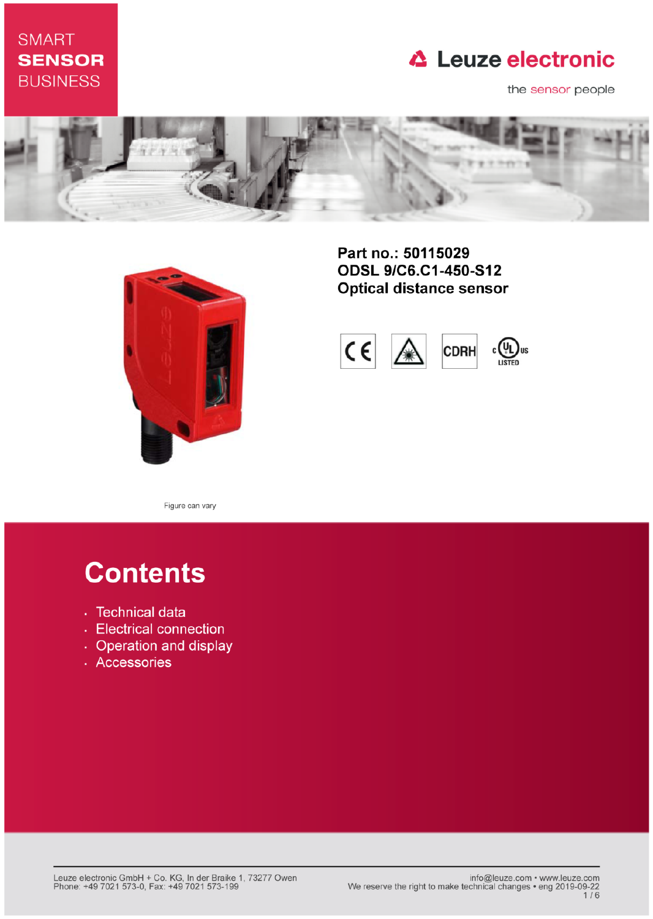SMART **SENSOR** BUSINESS

Leuze electronic

the sensor people

# Part no.: 50115029
# ODSL 9/C6.C1-450-S12
# Optical distance sensor

Figure can vary

# Contents

- Technical data
- Electrical connection
- Operation and display
- Accessories

Leuze electronic GmbH + Co. KG, In der Braike 1, 73277 Owen
Phone: +49 7021 573-0, Fax: +49 7021 573-199

info@leuze.com • www.leuze.com
We reserve the right to make technical changes • eng 2019-09-22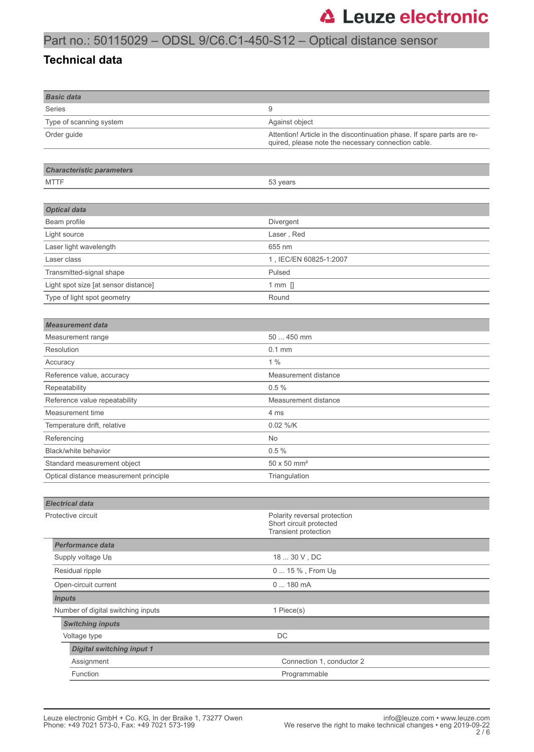# Part no.: 50115029 – ODSL 9/C6.C1-450-S12 – Optical distance sensor

## Technical data

| Basic data | |
|---|---|
| Series | 9 |
| Type of scanning system | Against object |
| Order guide | Attention! Article in the discontinuation phase. If spare parts are required, please note the necessary connection cable. |

| Characteristic parameters | |
|---|---|
| MTTF | 53 years |

| Optical data | |
|---|---|
| Beam profile | Divergent |
| Light source | Laser , Red |
| Laser light wavelength | 655 nm |
| Laser class | 1 , IEC/EN 60825-1:2007 |
| Transmitted-signal shape | Pulsed |
| Light spot size [at sensor distance] | 1 mm [] |
| Type of light spot geometry | Round |

| Measurement data | |
|---|---|
| Measurement range | 50 ... 450 mm |
| Resolution | 0.1 mm |
| Accuracy | 1 % |
| Reference value, accuracy | Measurement distance |
| Repeatability | 0.5 % |
| Reference value repeatability | Measurement distance |
| Measurement time | 4 ms |
| Temperature drift, relative | 0.02 %/K |
| Referencing | No |
| Black/white behavior | 0.5 % |
| Standard measurement object | 50 x 50 mm² |
| Optical distance measurement principle | Triangulation |

| Electrical data | |
|---|---|
| Protective circuit | Polarity reversal protection<br>Short circuit protected<br>Transient protection |
| ***Performance data*** | |
| Supply voltage $U_B$ | 18 ... 30 V , DC |
| Residual ripple | 0 ... 15 % , From $U_B$ |
| Open-circuit current | 0 ... 180 mA |
| ***Inputs*** | |
| Number of digital switching inputs | 1 Piece(s) |
| ***Switching inputs*** | |
| Voltage type | DC |
| ***Digital switching input 1*** | |
| Assignment | Connection 1, conductor 2 |
| Function | Programmable |

Leuze electronic GmbH + Co. KG, In der Braike 1, 73277 Owen
Phone: +49 7021 573-0, Fax: +49 7021 573-199

info@leuze.com • www.leuze.com
We reserve the right to make technical changes • eng 2019-09-22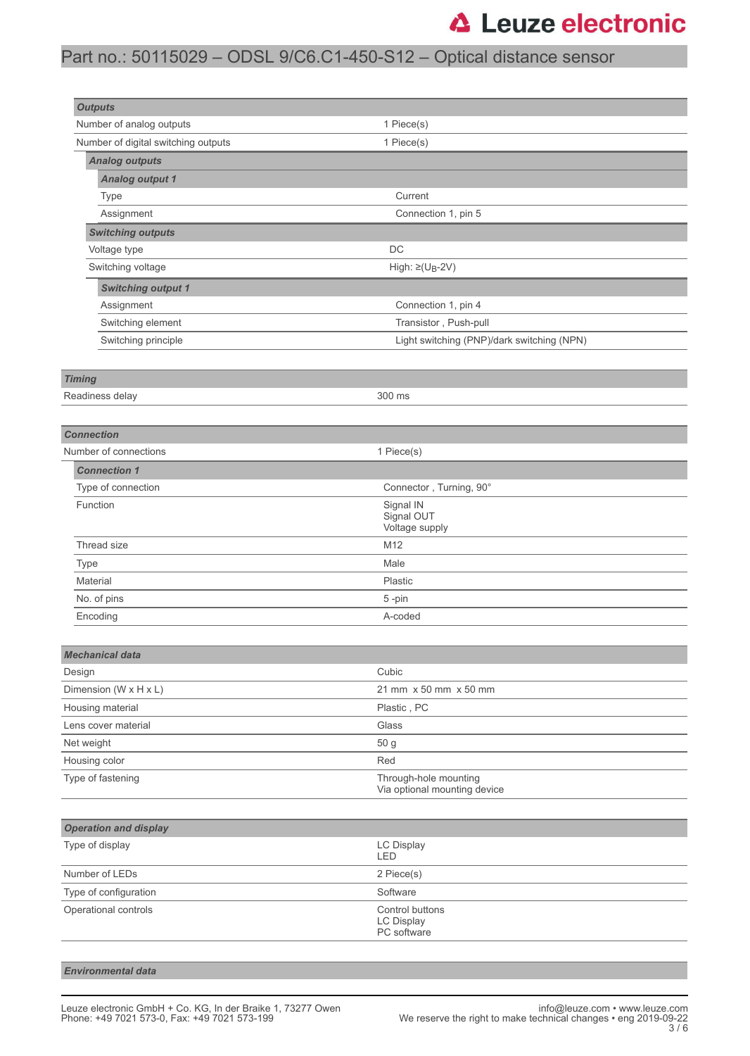Part no.: 50115029 – ODSL 9/C6.C1-450-S12 – Optical distance sensor

| **Outputs** | |
|---|---|
| Number of analog outputs | 1 Piece(s) |
| Number of digital switching outputs | 1 Piece(s) |
| ***Analog outputs*** | |
| ***Analog output 1*** | |
| Type | Current |
| Assignment | Connection 1, pin 5 |
| ***Switching outputs*** | |
| Voltage type | DC |
| Switching voltage | High: ≥($U_B$-2V) |
| ***Switching output 1*** | |
| Assignment | Connection 1, pin 4 |
| Switching element | Transistor , Push-pull |
| Switching principle | Light switching (PNP)/dark switching (NPN) |

| **Timing** | |
|---|---|
| Readiness delay | 300 ms |

| **Connection** | |
|---|---|
| Number of connections | 1 Piece(s) |
| ***Connection 1*** | |
| Type of connection | Connector , Turning, 90° |
| Function | Signal IN<br>Signal OUT<br>Voltage supply |
| Thread size | M12 |
| Type | Male |
| Material | Plastic |
| No. of pins | 5 -pin |
| Encoding | A-coded |

| **Mechanical data** | |
|---|---|
| Design | Cubic |
| Dimension (W x H x L) | 21 mm x 50 mm x 50 mm |
| Housing material | Plastic , PC |
| Lens cover material | Glass |
| Net weight | 50 g |
| Housing color | Red |
| Type of fastening | Through-hole mounting<br>Via optional mounting device |

| **Operation and display** | |
|---|---|
| Type of display | LC Display<br>LED |
| Number of LEDs | 2 Piece(s) |
| Type of configuration | Software |
| Operational controls | Control buttons<br>LC Display<br>PC software |

| **Environmental data** | |
|---|---|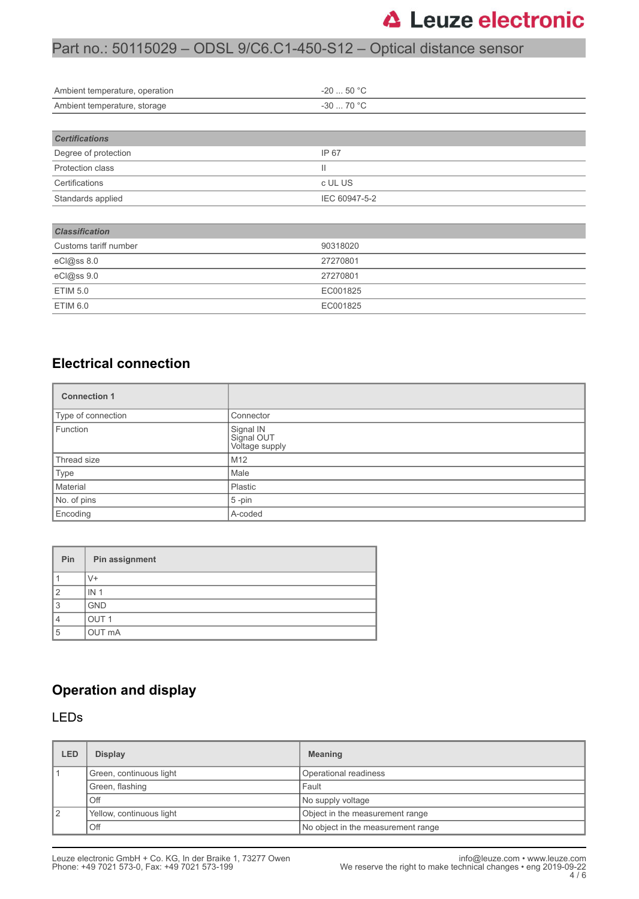| | |
|---|---|
| Ambient temperature, operation | -20 ... 50 °C |
| Ambient temperature, storage | -30 ... 70 °C |

| *Certifications* | |
|---|---|
| Degree of protection | IP 67 |
| Protection class | II |
| Certifications | c UL US |
| Standards applied | IEC 60947-5-2 |

| *Classification* | |
|---|---|
| Customs tariff number | 90318020 |
| eCl@ss 8.0 | 27270801 |
| eCl@ss 9.0 | 27270801 |
| ETIM 5.0 | EC001825 |
| ETIM 6.0 | EC001825 |

## Electrical connection

| **Connection 1** | |
|---|---|
| Type of connection | Connector |
| Function | Signal IN<br>Signal OUT<br>Voltage supply |
| Thread size | M12 |
| Type | Male |
| Material | Plastic |
| No. of pins | 5 -pin |
| Encoding | A-coded |

| Pin | Pin assignment |
|---|---|
| 1 | V+ |
| 2 | IN 1 |
| 3 | GND |
| 4 | OUT 1 |
| 5 | OUT mA |

## Operation and display

### LEDs

| LED | Display | Meaning |
|---|---|---|
| 1 | Green, continuous light | Operational readiness |
| | Green, flashing | Fault |
| | Off | No supply voltage |
| 2 | Yellow, continuous light | Object in the measurement range |
| | Off | No object in the measurement range |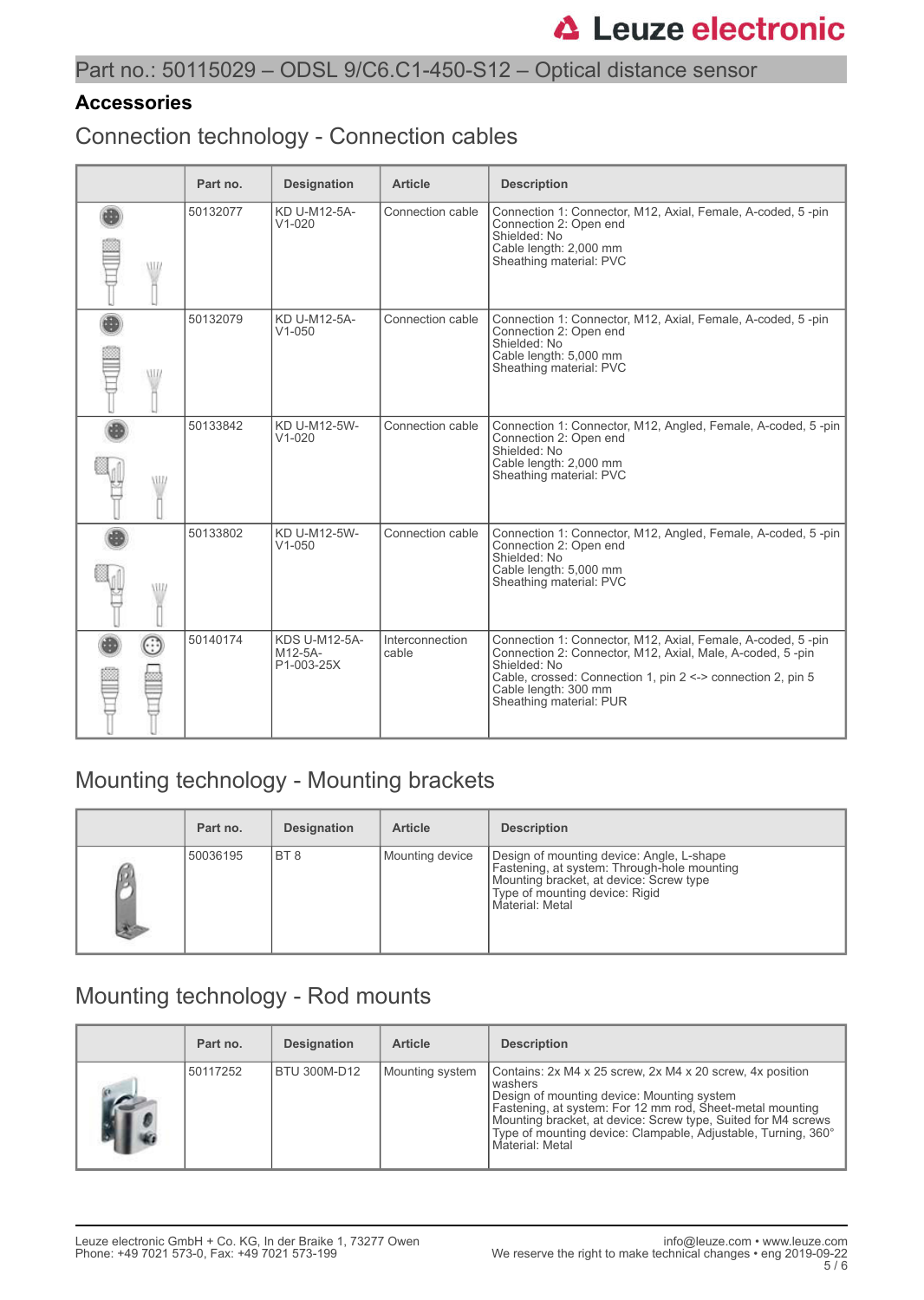## Accessories

### Connection technology - Connection cables

| | Part no. | Designation | Article | Description |
|---|---|---|---|---|
| | 50132077 | KD U-M12-5A-V1-020 | Connection cable | Connection 1: Connector, M12, Axial, Female, A-coded, 5 -pin<br>Connection 2: Open end<br>Shielded: No<br>Cable length: 2,000 mm<br>Sheathing material: PVC |
| | 50132079 | KD U-M12-5A-V1-050 | Connection cable | Connection 1: Connector, M12, Axial, Female, A-coded, 5 -pin<br>Connection 2: Open end<br>Shielded: No<br>Cable length: 5,000 mm<br>Sheathing material: PVC |
| | 50133842 | KD U-M12-5W-V1-020 | Connection cable | Connection 1: Connector, M12, Angled, Female, A-coded, 5 -pin<br>Connection 2: Open end<br>Shielded: No<br>Cable length: 2,000 mm<br>Sheathing material: PVC |
| | 50133802 | KD U-M12-5W-V1-050 | Connection cable | Connection 1: Connector, M12, Angled, Female, A-coded, 5 -pin<br>Connection 2: Open end<br>Shielded: No<br>Cable length: 5,000 mm<br>Sheathing material: PVC |
| | 50140174 | KDS U-M12-5A-M12-5A-P1-003-25X | Interconnection cable | Connection 1: Connector, M12, Axial, Female, A-coded, 5 -pin<br>Connection 2: Connector, M12, Axial, Male, A-coded, 5 -pin<br>Shielded: No<br>Cable, crossed: Connection 1, pin 2 <-> connection 2, pin 5<br>Cable length: 300 mm<br>Sheathing material: PUR |

### Mounting technology - Mounting brackets

| | Part no. | Designation | Article | Description |
|---|---|---|---|---|
| | 50036195 | BT 8 | Mounting device | Design of mounting device: Angle, L-shape<br>Fastening, at system: Through-hole mounting<br>Mounting bracket, at device: Screw type<br>Type of mounting device: Rigid<br>Material: Metal |

### Mounting technology - Rod mounts

| | Part no. | Designation | Article | Description |
|---|---|---|---|---|
| | 50117252 | BTU 300M-D12 | Mounting system | Contains: 2x M4 x 25 screw, 2x M4 x 20 screw, 4x position washers<br>Design of mounting device: Mounting system<br>Fastening, at system: For 12 mm rod, Sheet-metal mounting<br>Mounting bracket, at device: Screw type, Suited for M4 screws<br>Type of mounting device: Clampable, Adjustable, Turning, 360°<br>Material: Metal |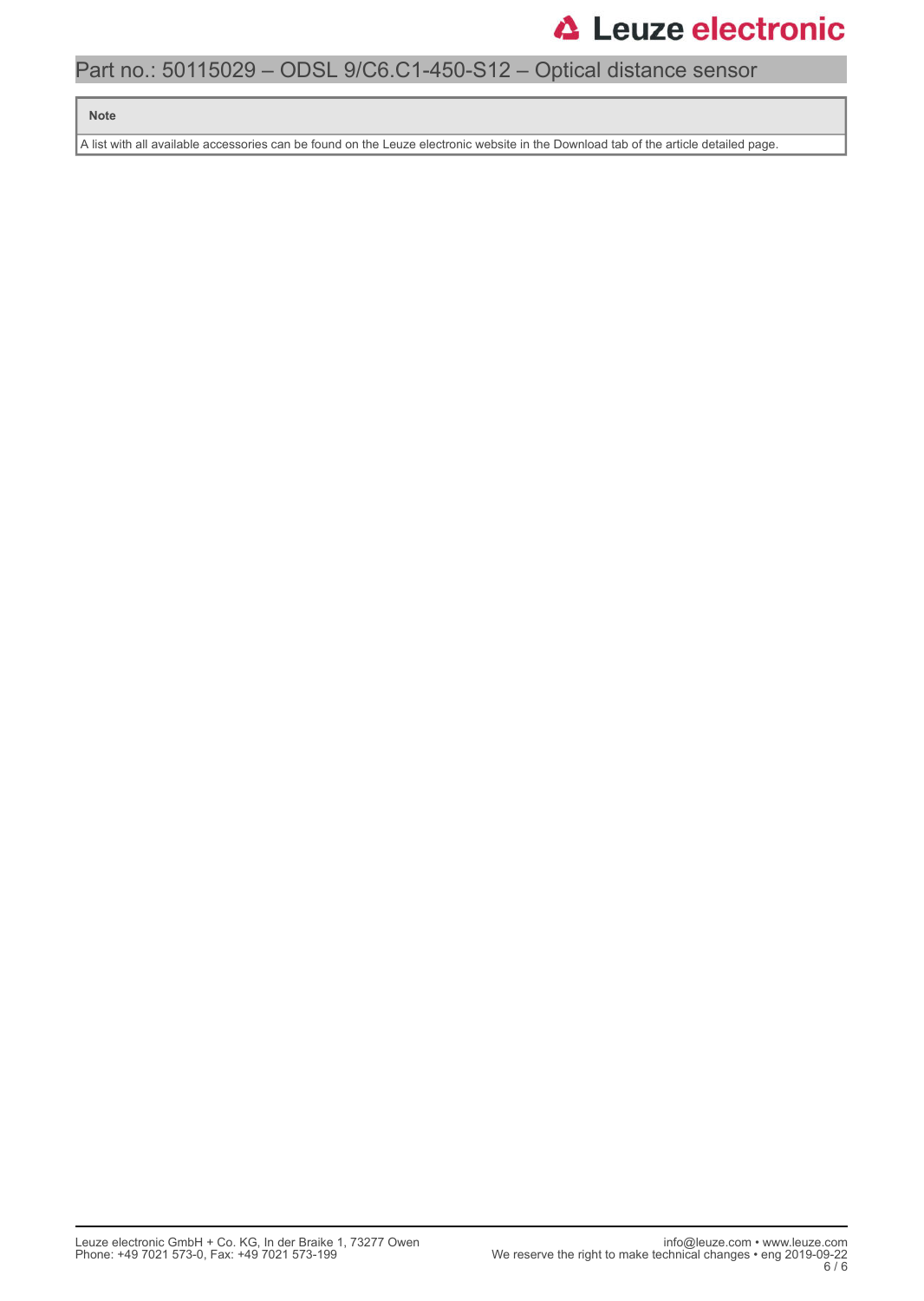| Note |
| --- |
| A list with all available accessories can be found on the Leuze electronic website in the Download tab of the article detailed page. |